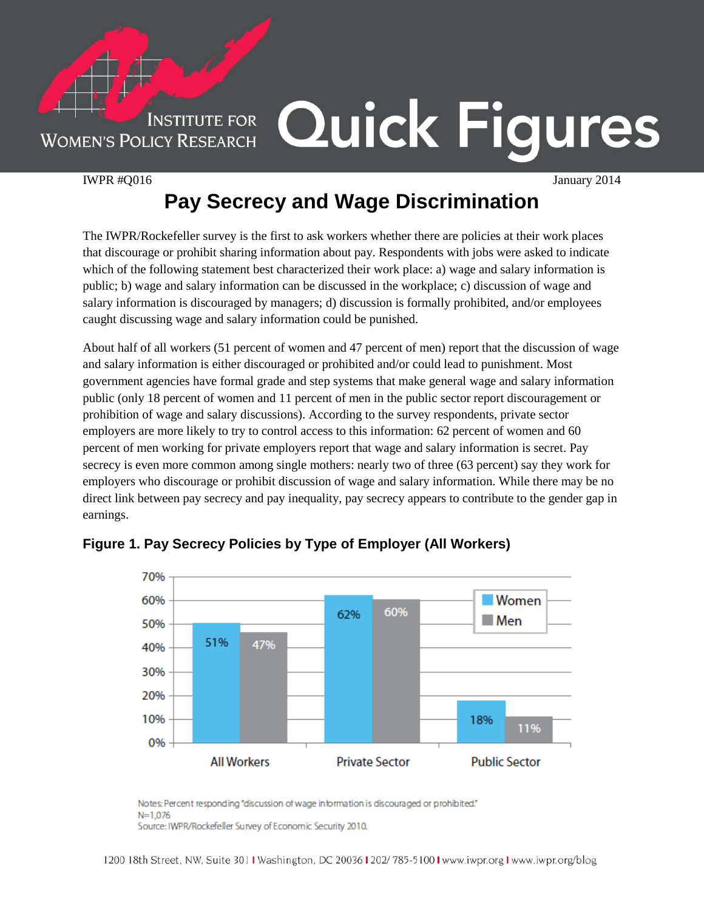# Institute for Women's Policy Research — Quick Figures

IWPR #Q016

January 2014

## Pay Secrecy and Wage Discrimination

The IWPR/Rockefeller survey is the first to ask workers whether there are policies at their work places that discourage or prohibit sharing information about pay. Respondents with jobs were asked to indicate which of the following statement best characterized their work place: a) wage and salary information is public; b) wage and salary information can be discussed in the workplace; c) discussion of wage and salary information is discouraged by managers; d) discussion is formally prohibited, and/or employees caught discussing wage and salary information could be punished.

About half of all workers (51 percent of women and 47 percent of men) report that the discussion of wage and salary information is either discouraged or prohibited and/or could lead to punishment. Most government agencies have formal grade and step systems that make general wage and salary information public (only 18 percent of women and 11 percent of men in the public sector report discouragement or prohibition of wage and salary discussions). According to the survey respondents, private sector employers are more likely to try to control access to this information: 62 percent of women and 60 percent of men working for private employers report that wage and salary information is secret. Pay secrecy is even more common among single mothers: nearly two of three (63 percent) say they work for employers who discourage or prohibit discussion of wage and salary information. While there may be no direct link between pay secrecy and pay inequality, pay secrecy appears to contribute to the gender gap in earnings.

### Figure 1. Pay Secrecy Policies by Type of Employer (All Workers)

| | Women | Men |
|---|---|---|
| All Workers | 51% | 47% |
| Private Sector | 62% | 60% |
| Public Sector | 18% | 11% |

Notes: Percent responding "discussion of wage information is discouraged or prohibited."
N=1,076
Source: IWPR/Rockefeller Survey of Economic Security 2010.

1200 18th Street, NW, Suite 301 | Washington, DC 20036 | 202/ 785-5100 | www.iwpr.org | www.iwpr.org/blog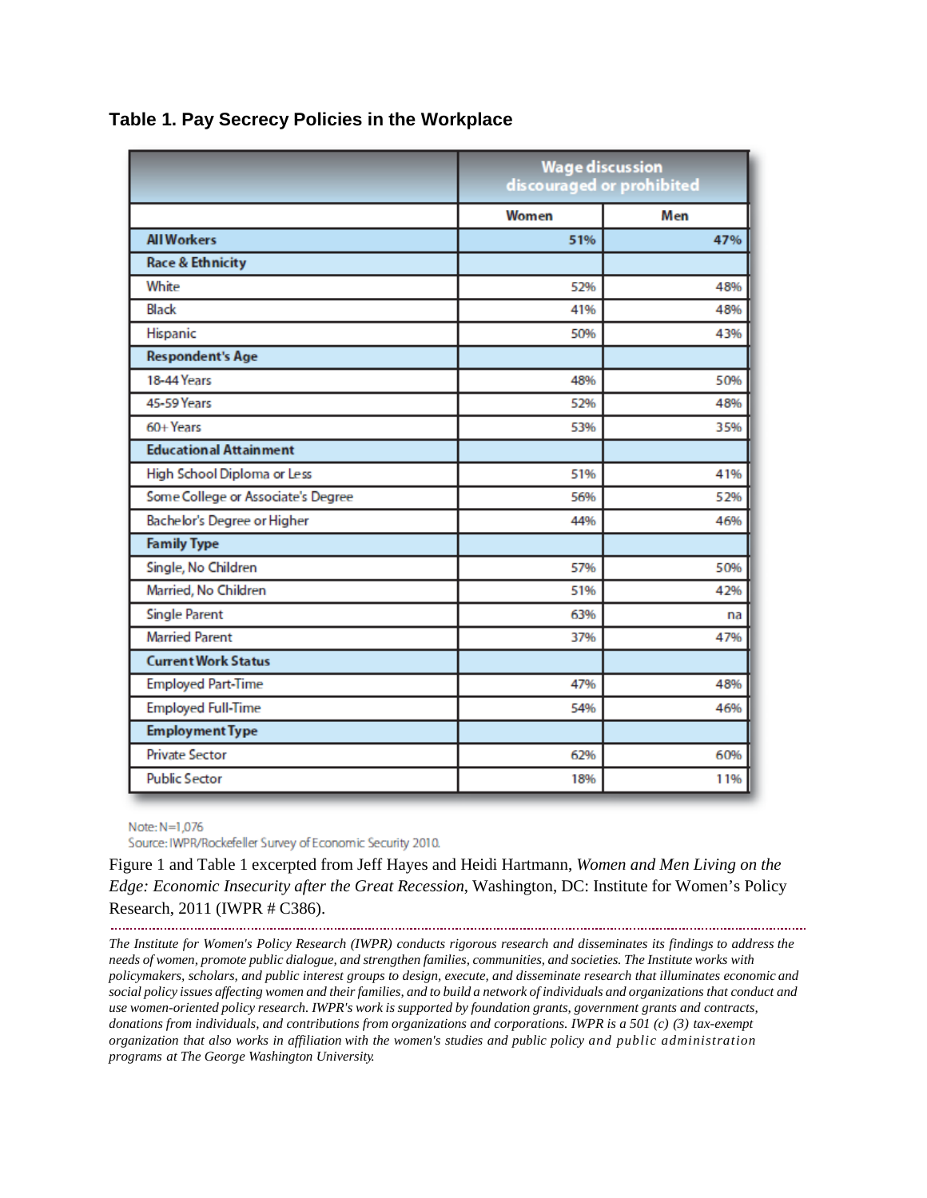**Table 1. Pay Secrecy Policies in the Workplace**

| | Wage discussion discouraged or prohibited | |
|---|---|---|
| | **Women** | **Men** |
| **All Workers** | **51%** | **47%** |
| **Race & Ethnicity** | | |
| White | 52% | 48% |
| Black | 41% | 48% |
| Hispanic | 50% | 43% |
| **Respondent's Age** | | |
| 18-44 Years | 48% | 50% |
| 45-59 Years | 52% | 48% |
| 60+ Years | 53% | 35% |
| **Educational Attainment** | | |
| High School Diploma or Less | 51% | 41% |
| Some College or Associate's Degree | 56% | 52% |
| Bachelor's Degree or Higher | 44% | 46% |
| **Family Type** | | |
| Single, No Children | 57% | 50% |
| Married, No Children | 51% | 42% |
| Single Parent | 63% | na |
| Married Parent | 37% | 47% |
| **Current Work Status** | | |
| Employed Part-Time | 47% | 48% |
| Employed Full-Time | 54% | 46% |
| **Employment Type** | | |
| Private Sector | 62% | 60% |
| Public Sector | 18% | 11% |

Note: N=1,076

Source: IWPR/Rockefeller Survey of Economic Security 2010.

Figure 1 and Table 1 excerpted from Jeff Hayes and Heidi Hartmann, *Women and Men Living on the Edge: Economic Insecurity after the Great Recession*, Washington, DC: Institute for Women's Policy Research, 2011 (IWPR # C386).

---

*The Institute for Women's Policy Research (IWPR) conducts rigorous research and disseminates its findings to address the needs of women, promote public dialogue, and strengthen families, communities, and societies. The Institute works with policymakers, scholars, and public interest groups to design, execute, and disseminate research that illuminates economic and social policy issues affecting women and their families, and to build a network of individuals and organizations that conduct and use women-oriented policy research. IWPR's work is supported by foundation grants, government grants and contracts, donations from individuals, and contributions from organizations and corporations. IWPR is a 501 (c) (3) tax-exempt organization that also works in affiliation with the women's studies and public policy and public administration programs at The George Washington University.*